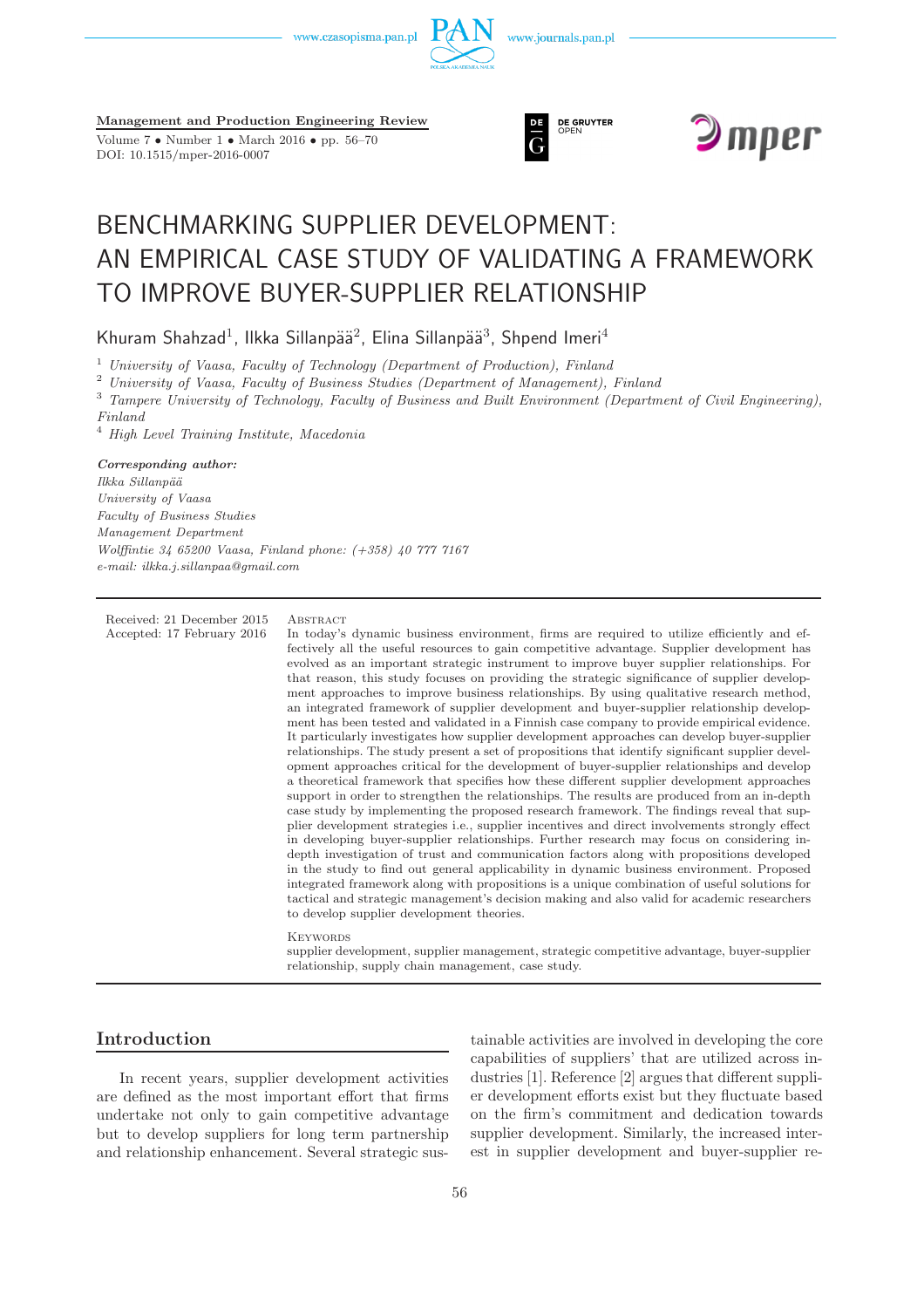**Management and Production Engineering Review**

Volume 7 • Number 1 • March 2016 • pp. 56–70
DOI: 10.1515/mper-2016-0007

# BENCHMARKING SUPPLIER DEVELOPMENT: AN EMPIRICAL CASE STUDY OF VALIDATING A FRAMEWORK TO IMPROVE BUYER-SUPPLIER RELATIONSHIP

Khuram Shahzad[1], Ilkka Sillanpää[2], Elina Sillanpää[3], Shpend Imeri[4]

[1] *University of Vaasa, Faculty of Technology (Department of Production), Finland*
[2] *University of Vaasa, Faculty of Business Studies (Department of Management), Finland*
[3] *Tampere University of Technology, Faculty of Business and Built Environment (Department of Civil Engineering), Finland*
[4] *High Level Training Institute, Macedonia*

***Corresponding author:***
*Ilkka Sillanpää*
*University of Vaasa*
*Faculty of Business Studies*
*Management Department*
*Wolffintie 34 65200 Vaasa, Finland phone: (+358) 40 777 7167*
*e-mail: ilkka.j.sillanpaa@gmail.com*

Received: 21 December 2015
Accepted: 17 February 2016

Abstract

In today's dynamic business environment, firms are required to utilize efficiently and effectively all the useful resources to gain competitive advantage. Supplier development has evolved as an important strategic instrument to improve buyer supplier relationships. For that reason, this study focuses on providing the strategic significance of supplier development approaches to improve business relationships. By using qualitative research method, an integrated framework of supplier development and buyer-supplier relationship development has been tested and validated in a Finnish case company to provide empirical evidence. It particularly investigates how supplier development approaches can develop buyer-supplier relationships. The study present a set of propositions that identify significant supplier development approaches critical for the development of buyer-supplier relationships and develop a theoretical framework that specifies how these different supplier development approaches support in order to strengthen the relationships. The results are produced from an in-depth case study by implementing the proposed research framework. The findings reveal that supplier development strategies i.e., supplier incentives and direct involvements strongly effect in developing buyer-supplier relationships. Further research may focus on considering in-depth investigation of trust and communication factors along with propositions developed in the study to find out general applicability in dynamic business environment. Proposed integrated framework along with propositions is a unique combination of useful solutions for tactical and strategic management's decision making and also valid for academic researchers to develop supplier development theories.

Keywords

supplier development, supplier management, strategic competitive advantage, buyer-supplier relationship, supply chain management, case study.

## Introduction

In recent years, supplier development activities are defined as the most important effort that firms undertake not only to gain competitive advantage but to develop suppliers for long term partnership and relationship enhancement. Several strategic sustainable activities are involved in developing the core capabilities of suppliers' that are utilized across industries [1]. Reference [2] argues that different supplier development efforts exist but they fluctuate based on the firm's commitment and dedication towards supplier development. Similarly, the increased interest in supplier development and buyer-supplier re-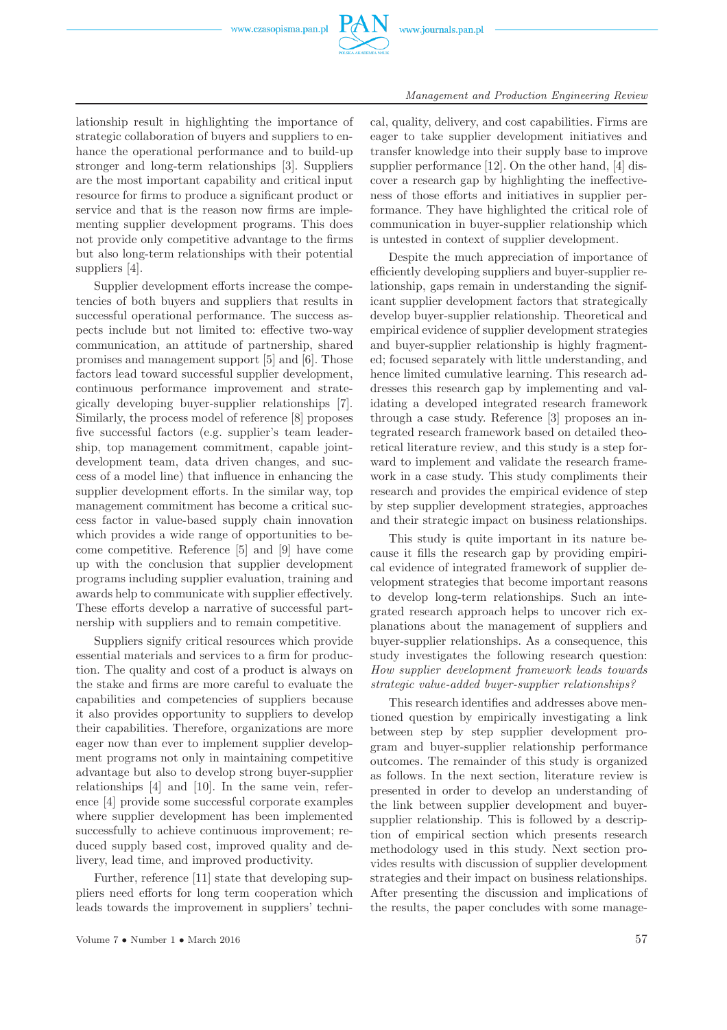lationship result in highlighting the importance of strategic collaboration of buyers and suppliers to enhance the operational performance and to build-up stronger and long-term relationships [3]. Suppliers are the most important capability and critical input resource for firms to produce a significant product or service and that is the reason now firms are implementing supplier development programs. This does not provide only competitive advantage to the firms but also long-term relationships with their potential suppliers [4].

Supplier development efforts increase the competencies of both buyers and suppliers that results in successful operational performance. The success aspects include but not limited to: effective two-way communication, an attitude of partnership, shared promises and management support [5] and [6]. Those factors lead toward successful supplier development, continuous performance improvement and strategically developing buyer-supplier relationships [7]. Similarly, the process model of reference [8] proposes five successful factors (e.g. supplier's team leadership, top management commitment, capable joint-development team, data driven changes, and success of a model line) that influence in enhancing the supplier development efforts. In the similar way, top management commitment has become a critical success factor in value-based supply chain innovation which provides a wide range of opportunities to become competitive. Reference [5] and [9] have come up with the conclusion that supplier development programs including supplier evaluation, training and awards help to communicate with supplier effectively. These efforts develop a narrative of successful partnership with suppliers and to remain competitive.

Suppliers signify critical resources which provide essential materials and services to a firm for production. The quality and cost of a product is always on the stake and firms are more careful to evaluate the capabilities and competencies of suppliers because it also provides opportunity to suppliers to develop their capabilities. Therefore, organizations are more eager now than ever to implement supplier development programs not only in maintaining competitive advantage but also to develop strong buyer-supplier relationships [4] and [10]. In the same vein, reference [4] provide some successful corporate examples where supplier development has been implemented successfully to achieve continuous improvement; reduced supply based cost, improved quality and delivery, lead time, and improved productivity.

Further, reference [11] state that developing suppliers need efforts for long term cooperation which leads towards the improvement in suppliers' technical, quality, delivery, and cost capabilities. Firms are eager to take supplier development initiatives and transfer knowledge into their supply base to improve supplier performance [12]. On the other hand, [4] discover a research gap by highlighting the ineffectiveness of those efforts and initiatives in supplier performance. They have highlighted the critical role of communication in buyer-supplier relationship which is untested in context of supplier development.

Despite the much appreciation of importance of efficiently developing suppliers and buyer-supplier relationship, gaps remain in understanding the significant supplier development factors that strategically develop buyer-supplier relationship. Theoretical and empirical evidence of supplier development strategies and buyer-supplier relationship is highly fragmented; focused separately with little understanding, and hence limited cumulative learning. This research addresses this research gap by implementing and validating a developed integrated research framework through a case study. Reference [3] proposes an integrated research framework based on detailed theoretical literature review, and this study is a step forward to implement and validate the research framework in a case study. This study compliments their research and provides the empirical evidence of step by step supplier development strategies, approaches and their strategic impact on business relationships.

This study is quite important in its nature because it fills the research gap by providing empirical evidence of integrated framework of supplier development strategies that become important reasons to develop long-term relationships. Such an integrated research approach helps to uncover rich explanations about the management of suppliers and buyer-supplier relationships. As a consequence, this study investigates the following research question: *How supplier development framework leads towards strategic value-added buyer-supplier relationships?*

This research identifies and addresses above mentioned question by empirically investigating a link between step by step supplier development program and buyer-supplier relationship performance outcomes. The remainder of this study is organized as follows. In the next section, literature review is presented in order to develop an understanding of the link between supplier development and buyer-supplier relationship. This is followed by a description of empirical section which presents research methodology used in this study. Next section provides results with discussion of supplier development strategies and their impact on business relationships. After presenting the discussion and implications of the results, the paper concludes with some manage-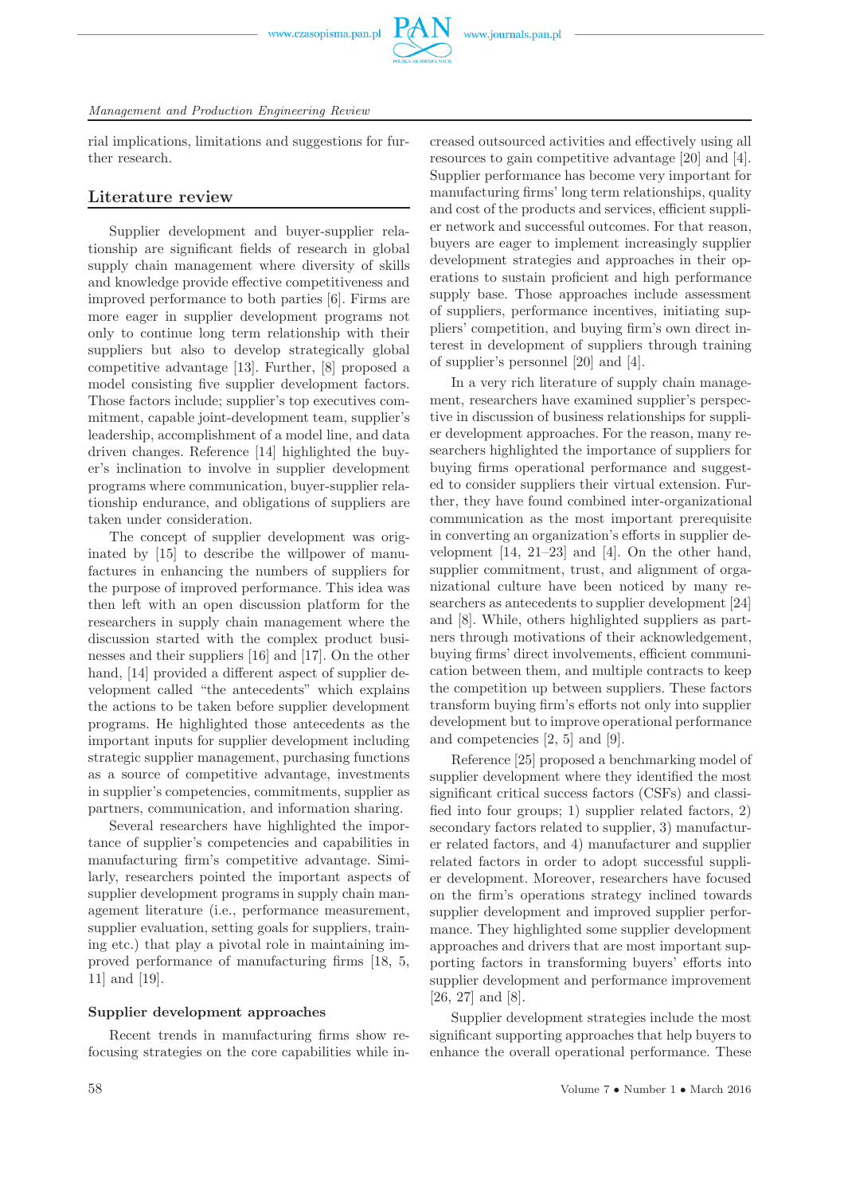rial implications, limitations and suggestions for further research.

## Literature review

Supplier development and buyer-supplier relationship are significant fields of research in global supply chain management where diversity of skills and knowledge provide effective competitiveness and improved performance to both parties [6]. Firms are more eager in supplier development programs not only to continue long term relationship with their suppliers but also to develop strategically global competitive advantage [13]. Further, [8] proposed a model consisting five supplier development factors. Those factors include; supplier's top executives commitment, capable joint-development team, supplier's leadership, accomplishment of a model line, and data driven changes. Reference [14] highlighted the buyer's inclination to involve in supplier development programs where communication, buyer-supplier relationship endurance, and obligations of suppliers are taken under consideration.

The concept of supplier development was originated by [15] to describe the willpower of manufactures in enhancing the numbers of suppliers for the purpose of improved performance. This idea was then left with an open discussion platform for the researchers in supply chain management where the discussion started with the complex product businesses and their suppliers [16] and [17]. On the other hand, [14] provided a different aspect of supplier development called "the antecedents" which explains the actions to be taken before supplier development programs. He highlighted those antecedents as the important inputs for supplier development including strategic supplier management, purchasing functions as a source of competitive advantage, investments in supplier's competencies, commitments, supplier as partners, communication, and information sharing.

Several researchers have highlighted the importance of supplier's competencies and capabilities in manufacturing firm's competitive advantage. Similarly, researchers pointed the important aspects of supplier development programs in supply chain management literature (i.e., performance measurement, supplier evaluation, setting goals for suppliers, training etc.) that play a pivotal role in maintaining improved performance of manufacturing firms [18, 5, 11] and [19].

### Supplier development approaches

Recent trends in manufacturing firms show refocusing strategies on the core capabilities while increased outsourced activities and effectively using all resources to gain competitive advantage [20] and [4]. Supplier performance has become very important for manufacturing firms' long term relationships, quality and cost of the products and services, efficient supplier network and successful outcomes. For that reason, buyers are eager to implement increasingly supplier development strategies and approaches in their operations to sustain proficient and high performance supply base. Those approaches include assessment of suppliers, performance incentives, initiating suppliers' competition, and buying firm's own direct interest in development of suppliers through training of supplier's personnel [20] and [4].

In a very rich literature of supply chain management, researchers have examined supplier's perspective in discussion of business relationships for supplier development approaches. For the reason, many researchers highlighted the importance of suppliers for buying firms operational performance and suggested to consider suppliers their virtual extension. Further, they have found combined inter-organizational communication as the most important prerequisite in converting an organization's efforts in supplier development [14, 21–23] and [4]. On the other hand, supplier commitment, trust, and alignment of organizational culture have been noticed by many researchers as antecedents to supplier development [24] and [8]. While, others highlighted suppliers as partners through motivations of their acknowledgement, buying firms' direct involvements, efficient communication between them, and multiple contracts to keep the competition up between suppliers. These factors transform buying firm's efforts not only into supplier development but to improve operational performance and competencies [2, 5] and [9].

Reference [25] proposed a benchmarking model of supplier development where they identified the most significant critical success factors (CSFs) and classified into four groups; 1) supplier related factors, 2) secondary factors related to supplier, 3) manufacturer related factors, and 4) manufacturer and supplier related factors in order to adopt successful supplier development. Moreover, researchers have focused on the firm's operations strategy inclined towards supplier development and improved supplier performance. They highlighted some supplier development approaches and drivers that are most important supporting factors in transforming buyers' efforts into supplier development and performance improvement [26, 27] and [8].

Supplier development strategies include the most significant supporting approaches that help buyers to enhance the overall operational performance. These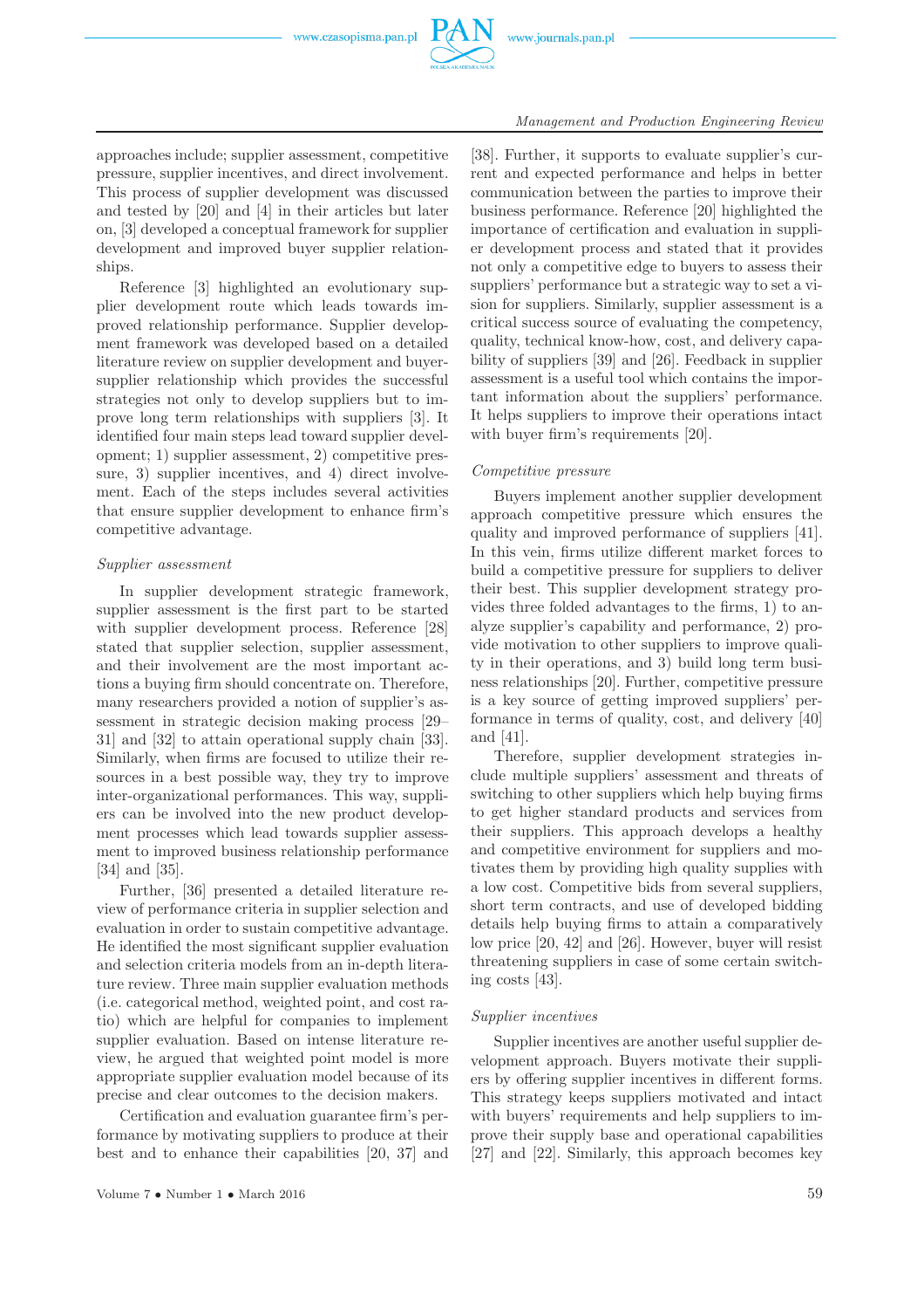approaches include; supplier assessment, competitive pressure, supplier incentives, and direct involvement. This process of supplier development was discussed and tested by [20] and [4] in their articles but later on, [3] developed a conceptual framework for supplier development and improved buyer supplier relationships.

Reference [3] highlighted an evolutionary supplier development route which leads towards improved relationship performance. Supplier development framework was developed based on a detailed literature review on supplier development and buyer-supplier relationship which provides the successful strategies not only to develop suppliers but to improve long term relationships with suppliers [3]. It identified four main steps lead toward supplier development; 1) supplier assessment, 2) competitive pressure, 3) supplier incentives, and 4) direct involvement. Each of the steps includes several activities that ensure supplier development to enhance firm's competitive advantage.

*Supplier assessment*

In supplier development strategic framework, supplier assessment is the first part to be started with supplier development process. Reference [28] stated that supplier selection, supplier assessment, and their involvement are the most important actions a buying firm should concentrate on. Therefore, many researchers provided a notion of supplier's assessment in strategic decision making process [29–31] and [32] to attain operational supply chain [33]. Similarly, when firms are focused to utilize their resources in a best possible way, they try to improve inter-organizational performances. This way, suppliers can be involved into the new product development processes which lead towards supplier assessment to improved business relationship performance [34] and [35].

Further, [36] presented a detailed literature review of performance criteria in supplier selection and evaluation in order to sustain competitive advantage. He identified the most significant supplier evaluation and selection criteria models from an in-depth literature review. Three main supplier evaluation methods (i.e. categorical method, weighted point, and cost ratio) which are helpful for companies to implement supplier evaluation. Based on intense literature review, he argued that weighted point model is more appropriate supplier evaluation model because of its precise and clear outcomes to the decision makers.

Certification and evaluation guarantee firm's performance by motivating suppliers to produce at their best and to enhance their capabilities [20, 37] and [38]. Further, it supports to evaluate supplier's current and expected performance and helps in better communication between the parties to improve their business performance. Reference [20] highlighted the importance of certification and evaluation in supplier development process and stated that it provides not only a competitive edge to buyers to assess their suppliers' performance but a strategic way to set a vision for suppliers. Similarly, supplier assessment is a critical success source of evaluating the competency, quality, technical know-how, cost, and delivery capability of suppliers [39] and [26]. Feedback in supplier assessment is a useful tool which contains the important information about the suppliers' performance. It helps suppliers to improve their operations intact with buyer firm's requirements [20].

*Competitive pressure*

Buyers implement another supplier development approach competitive pressure which ensures the quality and improved performance of suppliers [41]. In this vein, firms utilize different market forces to build a competitive pressure for suppliers to deliver their best. This supplier development strategy provides three folded advantages to the firms, 1) to analyze supplier's capability and performance, 2) provide motivation to other suppliers to improve quality in their operations, and 3) build long term business relationships [20]. Further, competitive pressure is a key source of getting improved suppliers' performance in terms of quality, cost, and delivery [40] and [41].

Therefore, supplier development strategies include multiple suppliers' assessment and threats of switching to other suppliers which help buying firms to get higher standard products and services from their suppliers. This approach develops a healthy and competitive environment for suppliers and motivates them by providing high quality supplies with a low cost. Competitive bids from several suppliers, short term contracts, and use of developed bidding details help buying firms to attain a comparatively low price [20, 42] and [26]. However, buyer will resist threatening suppliers in case of some certain switching costs [43].

*Supplier incentives*

Supplier incentives are another useful supplier development approach. Buyers motivate their suppliers by offering supplier incentives in different forms. This strategy keeps suppliers motivated and intact with buyers' requirements and help suppliers to improve their supply base and operational capabilities [27] and [22]. Similarly, this approach becomes key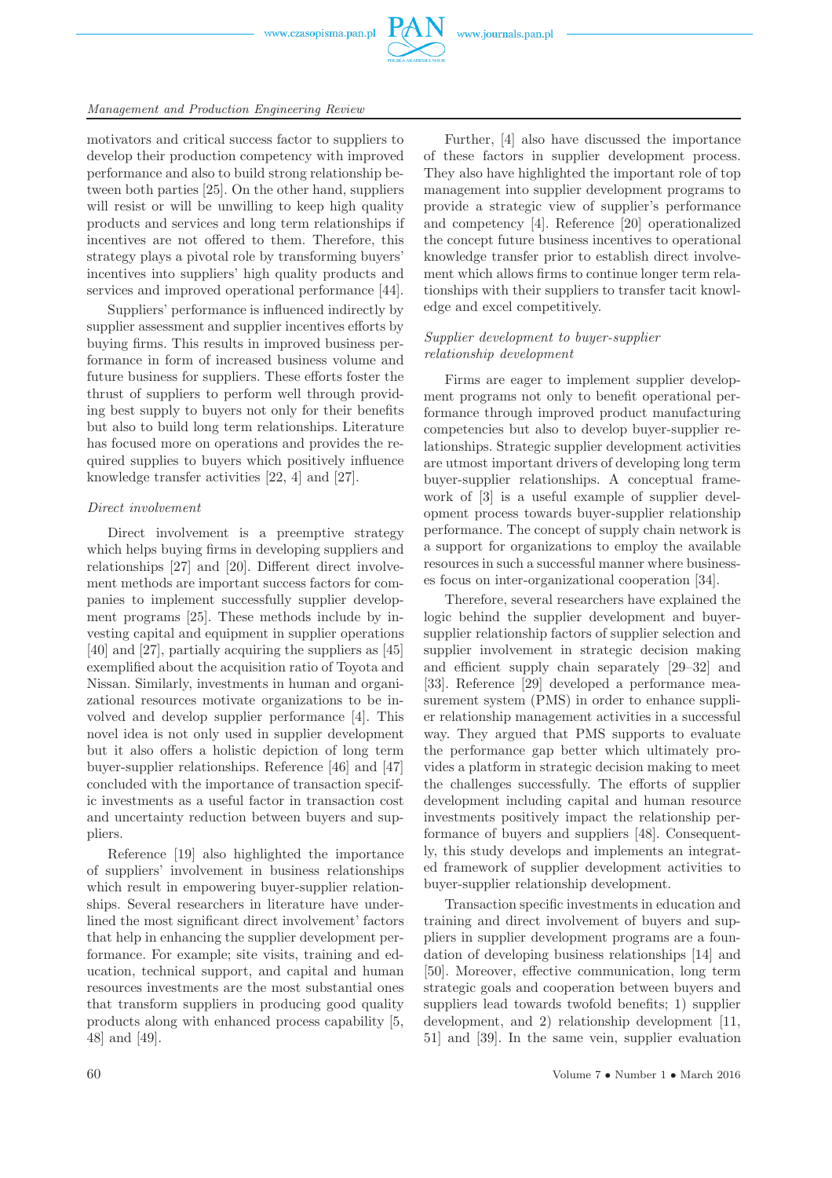motivators and critical success factor to suppliers to develop their production competency with improved performance and also to build strong relationship between both parties [25]. On the other hand, suppliers will resist or will be unwilling to keep high quality products and services and long term relationships if incentives are not offered to them. Therefore, this strategy plays a pivotal role by transforming buyers' incentives into suppliers' high quality products and services and improved operational performance [44].

Suppliers' performance is influenced indirectly by supplier assessment and supplier incentives efforts by buying firms. This results in improved business performance in form of increased business volume and future business for suppliers. These efforts foster the thrust of suppliers to perform well through providing best supply to buyers not only for their benefits but also to build long term relationships. Literature has focused more on operations and provides the required supplies to buyers which positively influence knowledge transfer activities [22, 4] and [27].

*Direct involvement*

Direct involvement is a preemptive strategy which helps buying firms in developing suppliers and relationships [27] and [20]. Different direct involvement methods are important success factors for companies to implement successfully supplier development programs [25]. These methods include by investing capital and equipment in supplier operations [40] and [27], partially acquiring the suppliers as [45] exemplified about the acquisition ratio of Toyota and Nissan. Similarly, investments in human and organizational resources motivate organizations to be involved and develop supplier performance [4]. This novel idea is not only used in supplier development but it also offers a holistic depiction of long term buyer-supplier relationships. Reference [46] and [47] concluded with the importance of transaction specific investments as a useful factor in transaction cost and uncertainty reduction between buyers and suppliers.

Reference [19] also highlighted the importance of suppliers' involvement in business relationships which result in empowering buyer-supplier relationships. Several researchers in literature have underlined the most significant direct involvement' factors that help in enhancing the supplier development performance. For example; site visits, training and education, technical support, and capital and human resources investments are the most substantial ones that transform suppliers in producing good quality products along with enhanced process capability [5, 48] and [49].

Further, [4] also have discussed the importance of these factors in supplier development process. They also have highlighted the important role of top management into supplier development programs to provide a strategic view of supplier's performance and competency [4]. Reference [20] operationalized the concept future business incentives to operational knowledge transfer prior to establish direct involvement which allows firms to continue longer term relationships with their suppliers to transfer tacit knowledge and excel competitively.

*Supplier development to buyer-supplier relationship development*

Firms are eager to implement supplier development programs not only to benefit operational performance through improved product manufacturing competencies but also to develop buyer-supplier relationships. Strategic supplier development activities are utmost important drivers of developing long term buyer-supplier relationships. A conceptual framework of [3] is a useful example of supplier development process towards buyer-supplier relationship performance. The concept of supply chain network is a support for organizations to employ the available resources in such a successful manner where businesses focus on inter-organizational cooperation [34].

Therefore, several researchers have explained the logic behind the supplier development and buyer-supplier relationship factors of supplier selection and supplier involvement in strategic decision making and efficient supply chain separately [29–32] and [33]. Reference [29] developed a performance measurement system (PMS) in order to enhance supplier relationship management activities in a successful way. They argued that PMS supports to evaluate the performance gap better which ultimately provides a platform in strategic decision making to meet the challenges successfully. The efforts of supplier development including capital and human resource investments positively impact the relationship performance of buyers and suppliers [48]. Consequently, this study develops and implements an integrated framework of supplier development activities to buyer-supplier relationship development.

Transaction specific investments in education and training and direct involvement of buyers and suppliers in supplier development programs are a foundation of developing business relationships [14] and [50]. Moreover, effective communication, long term strategic goals and cooperation between buyers and suppliers lead towards twofold benefits; 1) supplier development, and 2) relationship development [11, 51] and [39]. In the same vein, supplier evaluation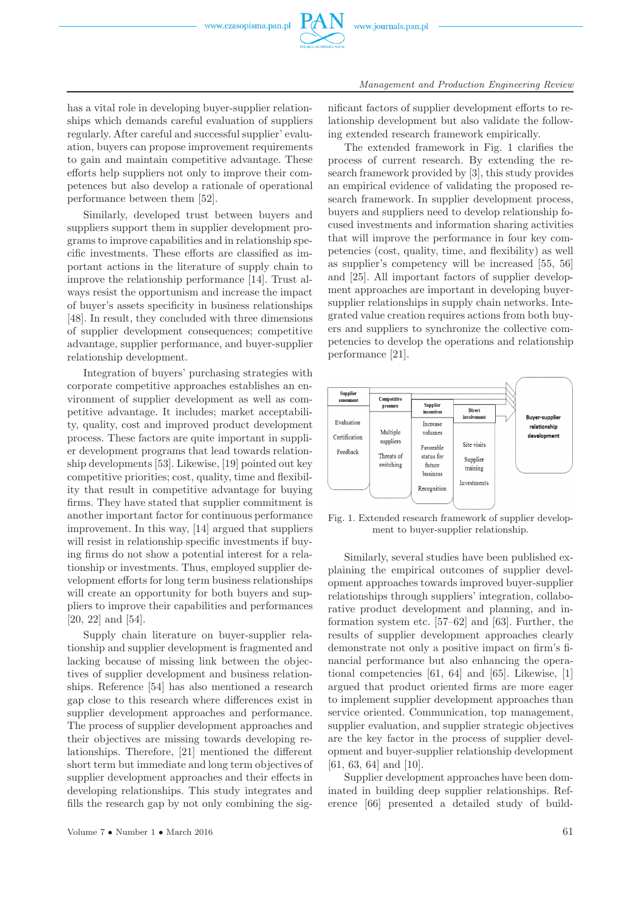has a vital role in developing buyer-supplier relationships which demands careful evaluation of suppliers regularly. After careful and successful supplier' evaluation, buyers can propose improvement requirements to gain and maintain competitive advantage. These efforts help suppliers not only to improve their competences but also develop a rationale of operational performance between them [52].

Similarly, developed trust between buyers and suppliers support them in supplier development programs to improve capabilities and in relationship specific investments. These efforts are classified as important actions in the literature of supply chain to improve the relationship performance [14]. Trust always resist the opportunism and increase the impact of buyer's assets specificity in business relationships [48]. In result, they concluded with three dimensions of supplier development consequences; competitive advantage, supplier performance, and buyer-supplier relationship development.

Integration of buyers' purchasing strategies with corporate competitive approaches establishes an environment of supplier development as well as competitive advantage. It includes; market acceptability, quality, cost and improved product development process. These factors are quite important in supplier development programs that lead towards relationship developments [53]. Likewise, [19] pointed out key competitive priorities; cost, quality, time and flexibility that result in competitive advantage for buying firms. They have stated that supplier commitment is another important factor for continuous performance improvement. In this way, [14] argued that suppliers will resist in relationship specific investments if buying firms do not show a potential interest for a relationship or investments. Thus, employed supplier development efforts for long term business relationships will create an opportunity for both buyers and suppliers to improve their capabilities and performances [20, 22] and [54].

Supply chain literature on buyer-supplier relationship and supplier development is fragmented and lacking because of missing link between the objectives of supplier development and business relationships. Reference [54] has also mentioned a research gap close to this research where differences exist in supplier development approaches and performance. The process of supplier development approaches and their objectives are missing towards developing relationships. Therefore, [21] mentioned the different short term but immediate and long term objectives of supplier development approaches and their effects in developing relationships. This study integrates and fills the research gap by not only combining the significant factors of supplier development efforts to relationship development but also validate the following extended research framework empirically.

The extended framework in Fig. 1 clarifies the process of current research. By extending the research framework provided by [3], this study provides an empirical evidence of validating the proposed research framework. In supplier development process, buyers and suppliers need to develop relationship focused investments and information sharing activities that will improve the performance in four key competencies (cost, quality, time, and flexibility) as well as supplier's competency will be increased [55, 56] and [25]. All important factors of supplier development approaches are important in developing buyer-supplier relationships in supply chain networks. Integrated value creation requires actions from both buyers and suppliers to synchronize the collective competencies to develop the operations and relationship performance [21].

Supplier assessment: Evaluation, Certification, Feedback
Competitive pressure: Multiple suppliers, Threats of switching
Supplier incentives: Increase volumes, Favorable status for future business, Recognition
Direct involvement: Site visits, Supplier training, Investments
Buyer-supplier relationship development

Fig. 1. Extended research framework of supplier development to buyer-supplier relationship.

Similarly, several studies have been published explaining the empirical outcomes of supplier development approaches towards improved buyer-supplier relationships through suppliers' integration, collaborative product development and planning, and information system etc. [57–62] and [63]. Further, the results of supplier development approaches clearly demonstrate not only a positive impact on firm's financial performance but also enhancing the operational competencies [61, 64] and [65]. Likewise, [1] argued that product oriented firms are more eager to implement supplier development approaches than service oriented. Communication, top management, supplier evaluation, and supplier strategic objectives are the key factor in the process of supplier development and buyer-supplier relationship development [61, 63, 64] and [10].

Supplier development approaches have been dominated in building deep supplier relationships. Reference [66] presented a detailed study of build-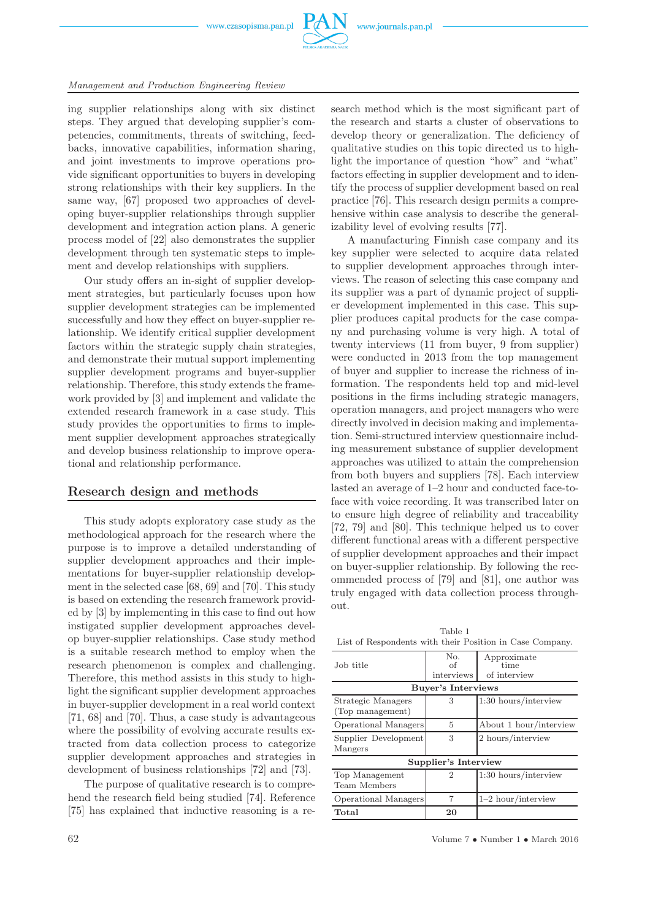ing supplier relationships along with six distinct steps. They argued that developing supplier's competencies, commitments, threats of switching, feedbacks, innovative capabilities, information sharing, and joint investments to improve operations provide significant opportunities to buyers in developing strong relationships with their key suppliers. In the same way, [67] proposed two approaches of developing buyer-supplier relationships through supplier development and integration action plans. A generic process model of [22] also demonstrates the supplier development through ten systematic steps to implement and develop relationships with suppliers.

Our study offers an in-sight of supplier development strategies, but particularly focuses upon how supplier development strategies can be implemented successfully and how they effect on buyer-supplier relationship. We identify critical supplier development factors within the strategic supply chain strategies, and demonstrate their mutual support implementing supplier development programs and buyer-supplier relationship. Therefore, this study extends the framework provided by [3] and implement and validate the extended research framework in a case study. This study provides the opportunities to firms to implement supplier development approaches strategically and develop business relationship to improve operational and relationship performance.

## Research design and methods

This study adopts exploratory case study as the methodological approach for the research where the purpose is to improve a detailed understanding of supplier development approaches and their implementations for buyer-supplier relationship development in the selected case [68, 69] and [70]. This study is based on extending the research framework provided by [3] by implementing in this case to find out how instigated supplier development approaches develop buyer-supplier relationships. Case study method is a suitable research method to employ when the research phenomenon is complex and challenging. Therefore, this method assists in this study to highlight the significant supplier development approaches in buyer-supplier development in a real world context [71, 68] and [70]. Thus, a case study is advantageous where the possibility of evolving accurate results extracted from data collection process to categorize supplier development approaches and strategies in development of business relationships [72] and [73].

The purpose of qualitative research is to comprehend the research field being studied [74]. Reference [75] has explained that inductive reasoning is a research method which is the most significant part of the research and starts a cluster of observations to develop theory or generalization. The deficiency of qualitative studies on this topic directed us to highlight the importance of question "how" and "what" factors effecting in supplier development and to identify the process of supplier development based on real practice [76]. This research design permits a comprehensive within case analysis to describe the generalizability level of evolving results [77].

A manufacturing Finnish case company and its key supplier were selected to acquire data related to supplier development approaches through interviews. The reason of selecting this case company and its supplier was a part of dynamic project of supplier development implemented in this case. This supplier produces capital products for the case company and purchasing volume is very high. A total of twenty interviews (11 from buyer, 9 from supplier) were conducted in 2013 from the top management of buyer and supplier to increase the richness of information. The respondents held top and mid-level positions in the firms including strategic managers, operation managers, and project managers who were directly involved in decision making and implementation. Semi-structured interview questionnaire including measurement substance of supplier development approaches was utilized to attain the comprehension from both buyers and suppliers [78]. Each interview lasted an average of 1–2 hour and conducted face-to-face with voice recording. It was transcribed later on to ensure high degree of reliability and traceability [72, 79] and [80]. This technique helped us to cover different functional areas with a different perspective of supplier development approaches and their impact on buyer-supplier relationship. By following the recommended process of [79] and [81], one author was truly engaged with data collection process throughout.

Table 1
List of Respondents with their Position in Case Company.

| Job title | No. of interviews | Approximate time of interview |
|---|---|---|
| **Buyer's Interviews** | | |
| Strategic Managers (Top management) | 3 | 1:30 hours/interview |
| Operational Managers | 5 | About 1 hour/interview |
| Supplier Development Mangers | 3 | 2 hours/interview |
| **Supplier's Interview** | | |
| Top Management Team Members | 2 | 1:30 hours/interview |
| Operational Managers | 7 | 1–2 hour/interview |
| **Total** | **20** | |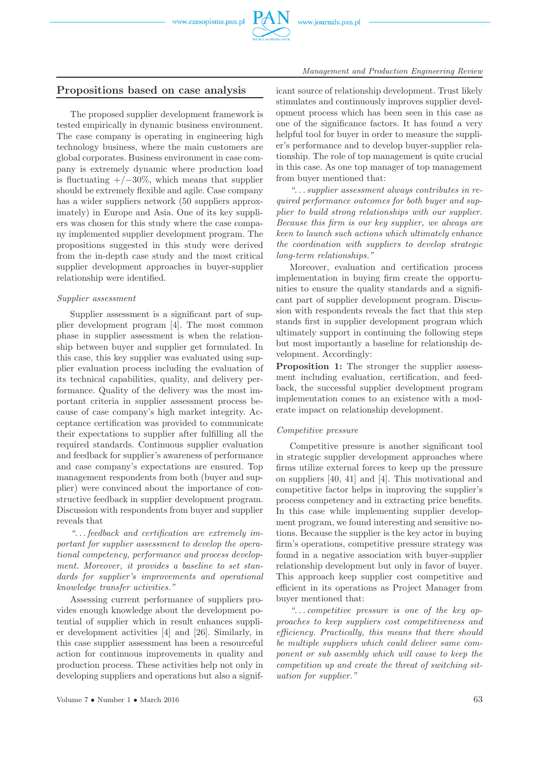## Propositions based on case analysis

The proposed supplier development framework is tested empirically in dynamic business environment. The case company is operating in engineering high technology business, where the main customers are global corporates. Business environment in case company is extremely dynamic where production load is fluctuating +/−30%, which means that supplier should be extremely flexible and agile. Case company has a wider suppliers network (50 suppliers approximately) in Europe and Asia. One of its key suppliers was chosen for this study where the case company implemented supplier development program. The propositions suggested in this study were derived from the in-depth case study and the most critical supplier development approaches in buyer-supplier relationship were identified.

*Supplier assessment*

Supplier assessment is a significant part of supplier development program [4]. The most common phase in supplier assessment is when the relationship between buyer and supplier get formulated. In this case, this key supplier was evaluated using supplier evaluation process including the evaluation of its technical capabilities, quality, and delivery performance. Quality of the delivery was the most important criteria in supplier assessment process because of case company's high market integrity. Acceptance certification was provided to communicate their expectations to supplier after fulfilling all the required standards. Continuous supplier evaluation and feedback for supplier's awareness of performance and case company's expectations are ensured. Top management respondents from both (buyer and supplier) were convinced about the importance of constructive feedback in supplier development program. Discussion with respondents from buyer and supplier reveals that

*"...feedback and certification are extremely important for supplier assessment to develop the operational competency, performance and process development. Moreover, it provides a baseline to set standards for supplier's improvements and operational knowledge transfer activities."*

Assessing current performance of suppliers provides enough knowledge about the development potential of supplier which in result enhances supplier development activities [4] and [26]. Similarly, in this case supplier assessment has been a resourceful action for continuous improvements in quality and production process. These activities help not only in developing suppliers and operations but also a significant source of relationship development. Trust likely stimulates and continuously improves supplier development process which has been seen in this case as one of the significance factors. It has found a very helpful tool for buyer in order to measure the supplier's performance and to develop buyer-supplier relationship. The role of top management is quite crucial in this case. As one top manager of top management from buyer mentioned that:

*"...supplier assessment always contributes in required performance outcomes for both buyer and supplier to build strong relationships with our supplier. Because this firm is our key supplier, we always are keen to launch such actions which ultimately enhance the coordination with suppliers to develop strategic long-term relationships."*

Moreover, evaluation and certification process implementation in buying firm create the opportunities to ensure the quality standards and a significant part of supplier development program. Discussion with respondents reveals the fact that this step stands first in supplier development program which ultimately support in continuing the following steps but most importantly a baseline for relationship development. Accordingly:

**Proposition 1:** The stronger the supplier assessment including evaluation, certification, and feedback, the successful supplier development program implementation comes to an existence with a moderate impact on relationship development.

*Competitive pressure*

Competitive pressure is another significant tool in strategic supplier development approaches where firms utilize external forces to keep up the pressure on suppliers [40, 41] and [4]. This motivational and competitive factor helps in improving the supplier's process competency and in extracting price benefits. In this case while implementing supplier development program, we found interesting and sensitive notions. Because the supplier is the key actor in buying firm's operations, competitive pressure strategy was found in a negative association with buyer-supplier relationship development but only in favor of buyer. This approach keep supplier cost competitive and efficient in its operations as Project Manager from buyer mentioned that:

*"...competitive pressure is one of the key approaches to keep suppliers cost competitiveness and efficiency. Practically, this means that there should be multiple suppliers which could deliver same component or sub assembly which will cause to keep the competition up and create the threat of switching situation for supplier."*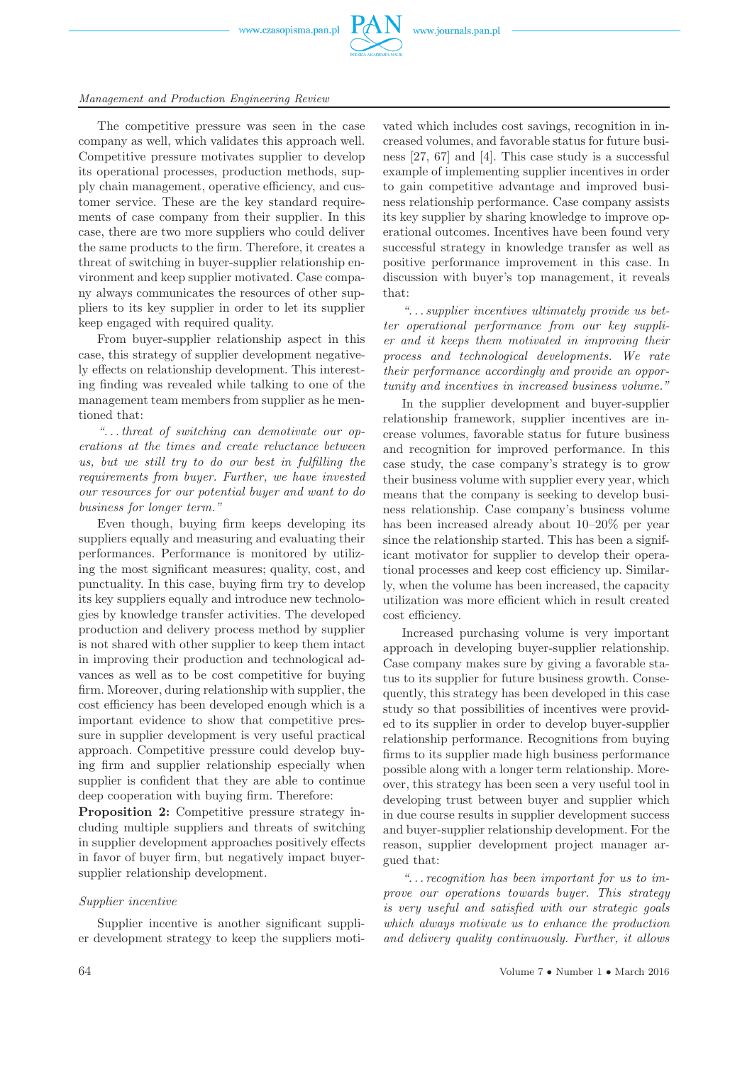The competitive pressure was seen in the case company as well, which validates this approach well. Competitive pressure motivates supplier to develop its operational processes, production methods, supply chain management, operative efficiency, and customer service. These are the key standard requirements of case company from their supplier. In this case, there are two more suppliers who could deliver the same products to the firm. Therefore, it creates a threat of switching in buyer-supplier relationship environment and keep supplier motivated. Case company always communicates the resources of other suppliers to its key supplier in order to let its supplier keep engaged with required quality.

From buyer-supplier relationship aspect in this case, this strategy of supplier development negatively effects on relationship development. This interesting finding was revealed while talking to one of the management team members from supplier as he mentioned that:

*"...threat of switching can demotivate our operations at the times and create reluctance between us, but we still try to do our best in fulfilling the requirements from buyer. Further, we have invested our resources for our potential buyer and want to do business for longer term."*

Even though, buying firm keeps developing its suppliers equally and measuring and evaluating their performances. Performance is monitored by utilizing the most significant measures; quality, cost, and punctuality. In this case, buying firm try to develop its key suppliers equally and introduce new technologies by knowledge transfer activities. The developed production and delivery process method by supplier is not shared with other supplier to keep them intact in improving their production and technological advances as well as to be cost competitive for buying firm. Moreover, during relationship with supplier, the cost efficiency has been developed enough which is a important evidence to show that competitive pressure in supplier development is very useful practical approach. Competitive pressure could develop buying firm and supplier relationship especially when supplier is confident that they are able to continue deep cooperation with buying firm. Therefore:

**Proposition 2:** Competitive pressure strategy including multiple suppliers and threats of switching in supplier development approaches positively effects in favor of buyer firm, but negatively impact buyer-supplier relationship development.

*Supplier incentive*

Supplier incentive is another significant supplier development strategy to keep the suppliers motivated which includes cost savings, recognition in increased volumes, and favorable status for future business [27, 67] and [4]. This case study is a successful example of implementing supplier incentives in order to gain competitive advantage and improved business relationship performance. Case company assists its key supplier by sharing knowledge to improve operational outcomes. Incentives have been found very successful strategy in knowledge transfer as well as positive performance improvement in this case. In discussion with buyer's top management, it reveals that:

*"...supplier incentives ultimately provide us better operational performance from our key supplier and it keeps them motivated in improving their process and technological developments. We rate their performance accordingly and provide an opportunity and incentives in increased business volume."*

In the supplier development and buyer-supplier relationship framework, supplier incentives are increase volumes, favorable status for future business and recognition for improved performance. In this case study, the case company's strategy is to grow their business volume with supplier every year, which means that the company is seeking to develop business relationship. Case company's business volume has been increased already about 10–20% per year since the relationship started. This has been a significant motivator for supplier to develop their operational processes and keep cost efficiency up. Similarly, when the volume has been increased, the capacity utilization was more efficient which in result created cost efficiency.

Increased purchasing volume is very important approach in developing buyer-supplier relationship. Case company makes sure by giving a favorable status to its supplier for future business growth. Consequently, this strategy has been developed in this case study so that possibilities of incentives were provided to its supplier in order to develop buyer-supplier relationship performance. Recognitions from buying firms to its supplier made high business performance possible along with a longer term relationship. Moreover, this strategy has been seen a very useful tool in developing trust between buyer and supplier which in due course results in supplier development success and buyer-supplier relationship development. For the reason, supplier development project manager argued that:

*"...recognition has been important for us to improve our operations towards buyer. This strategy is very useful and satisfied with our strategic goals which always motivate us to enhance the production and delivery quality continuously. Further, it allows*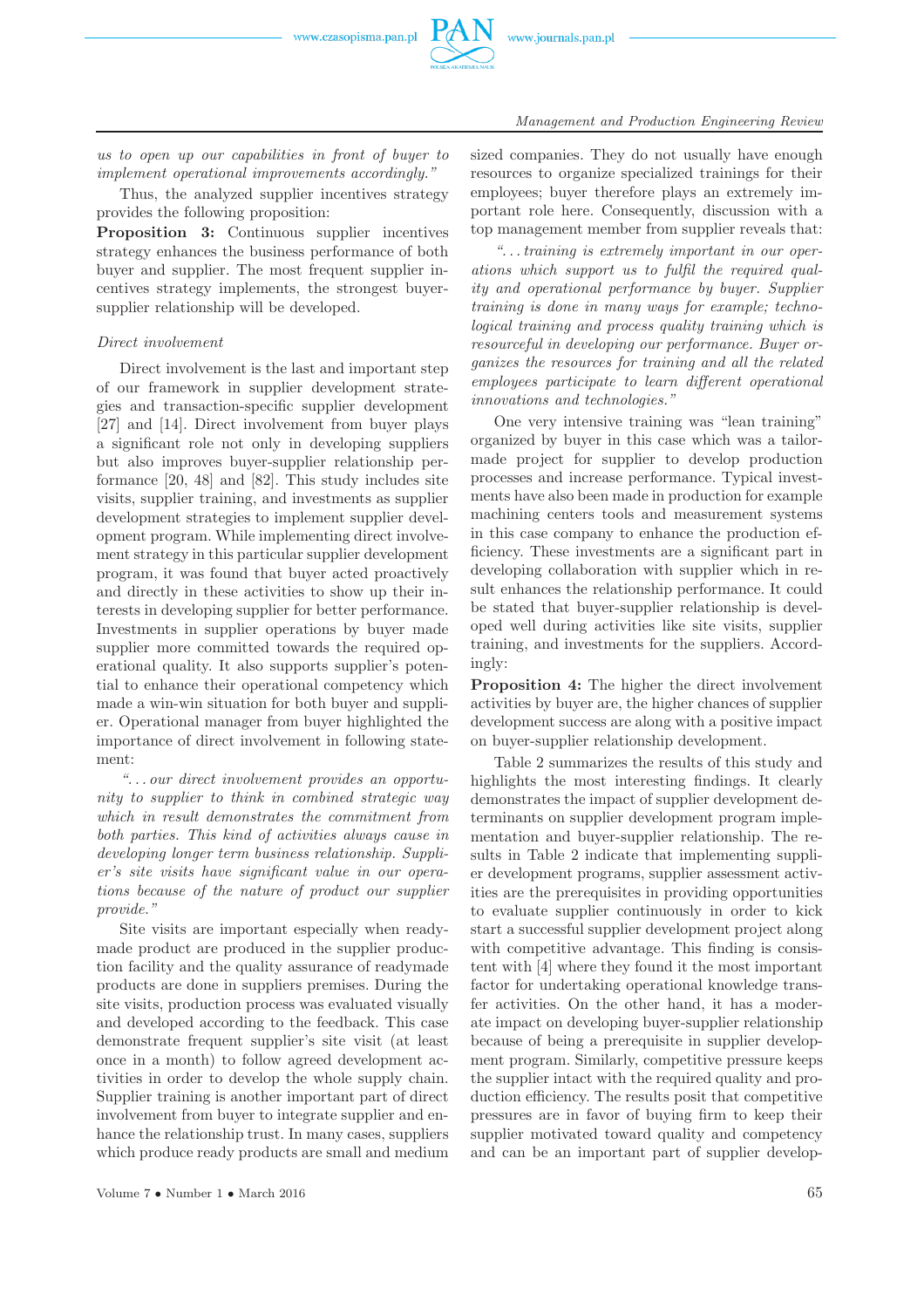*us to open up our capabilities in front of buyer to implement operational improvements accordingly."*

Thus, the analyzed supplier incentives strategy provides the following proposition:

**Proposition 3:** Continuous supplier incentives strategy enhances the business performance of both buyer and supplier. The most frequent supplier incentives strategy implements, the strongest buyer-supplier relationship will be developed.

*Direct involvement*

Direct involvement is the last and important step of our framework in supplier development strategies and transaction-specific supplier development [27] and [14]. Direct involvement from buyer plays a significant role not only in developing suppliers but also improves buyer-supplier relationship performance [20, 48] and [82]. This study includes site visits, supplier training, and investments as supplier development strategies to implement supplier development program. While implementing direct involvement strategy in this particular supplier development program, it was found that buyer acted proactively and directly in these activities to show up their interests in developing supplier for better performance. Investments in supplier operations by buyer made supplier more committed towards the required operational quality. It also supports supplier's potential to enhance their operational competency which made a win-win situation for both buyer and supplier. Operational manager from buyer highlighted the importance of direct involvement in following statement:

*"... our direct involvement provides an opportunity to supplier to think in combined strategic way which in result demonstrates the commitment from both parties. This kind of activities always cause in developing longer term business relationship. Supplier's site visits have significant value in our operations because of the nature of product our supplier provide."*

Site visits are important especially when ready-made product are produced in the supplier production facility and the quality assurance of readymade products are done in suppliers premises. During the site visits, production process was evaluated visually and developed according to the feedback. This case demonstrate frequent supplier's site visit (at least once in a month) to follow agreed development activities in order to develop the whole supply chain. Supplier training is another important part of direct involvement from buyer to integrate supplier and enhance the relationship trust. In many cases, suppliers which produce ready products are small and medium sized companies. They do not usually have enough resources to organize specialized trainings for their employees; buyer therefore plays an extremely important role here. Consequently, discussion with a top management member from supplier reveals that:

*"... training is extremely important in our operations which support us to fulfil the required quality and operational performance by buyer. Supplier training is done in many ways for example; technological training and process quality training which is resourceful in developing our performance. Buyer organizes the resources for training and all the related employees participate to learn different operational innovations and technologies."*

One very intensive training was "lean training" organized by buyer in this case which was a tailor-made project for supplier to develop production processes and increase performance. Typical investments have also been made in production for example machining centers tools and measurement systems in this case company to enhance the production efficiency. These investments are a significant part in developing collaboration with supplier which in result enhances the relationship performance. It could be stated that buyer-supplier relationship is developed well during activities like site visits, supplier training, and investments for the suppliers. Accordingly:

**Proposition 4:** The higher the direct involvement activities by buyer are, the higher chances of supplier development success are along with a positive impact on buyer-supplier relationship development.

Table 2 summarizes the results of this study and highlights the most interesting findings. It clearly demonstrates the impact of supplier development determinants on supplier development program implementation and buyer-supplier relationship. The results in Table 2 indicate that implementing supplier development programs, supplier assessment activities are the prerequisites in providing opportunities to evaluate supplier continuously in order to kick start a successful supplier development project along with competitive advantage. This finding is consistent with [4] where they found it the most important factor for undertaking operational knowledge transfer activities. On the other hand, it has a moderate impact on developing buyer-supplier relationship because of being a prerequisite in supplier development program. Similarly, competitive pressure keeps the supplier intact with the required quality and production efficiency. The results posit that competitive pressures are in favor of buying firm to keep their supplier motivated toward quality and competency and can be an important part of supplier develop-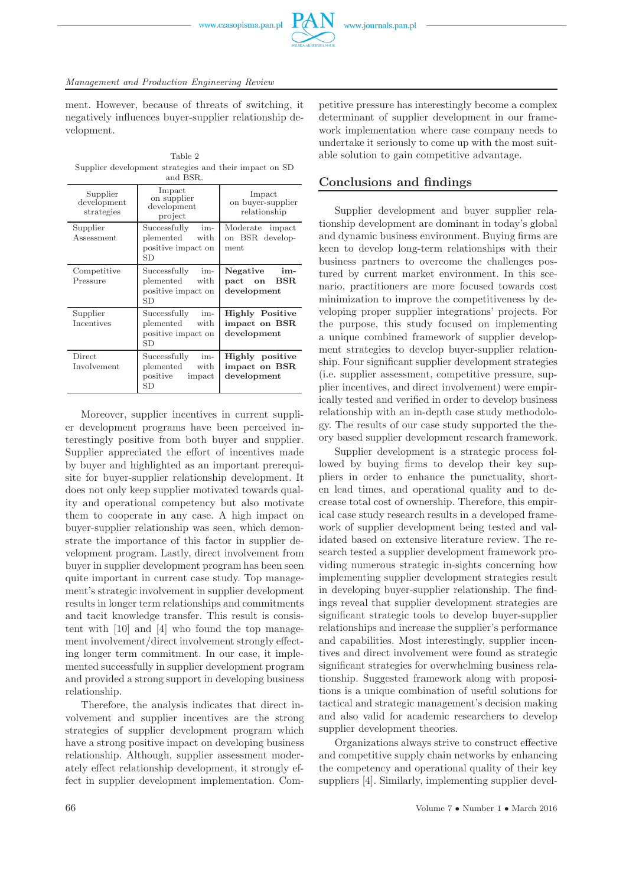ment. However, because of threats of switching, it negatively influences buyer-supplier relationship development.

Table 2
Supplier development strategies and their impact on SD and BSR.

| Supplier development strategies | Impact on supplier development project | Impact on buyer-supplier relationship |
|---|---|---|
| Supplier Assessment | Successfully implemented with positive impact on SD | Moderate impact on BSR development |
| Competitive Pressure | Successfully implemented with positive impact on SD | **Negative impact on BSR development** |
| Supplier Incentives | Successfully implemented with positive impact on SD | **Highly Positive impact on BSR development** |
| Direct Involvement | Successfully implemented with positive impact SD | **Highly positive impact on BSR development** |

Moreover, supplier incentives in current supplier development programs have been perceived interestingly positive from both buyer and supplier. Supplier appreciated the effort of incentives made by buyer and highlighted as an important prerequisite for buyer-supplier relationship development. It does not only keep supplier motivated towards quality and operational competency but also motivate them to cooperate in any case. A high impact on buyer-supplier relationship was seen, which demonstrate the importance of this factor in supplier development program. Lastly, direct involvement from buyer in supplier development program has been seen quite important in current case study. Top management's strategic involvement in supplier development results in longer term relationships and commitments and tacit knowledge transfer. This result is consistent with [10] and [4] who found the top management involvement/direct involvement strongly effecting longer term commitment. In our case, it implemented successfully in supplier development program and provided a strong support in developing business relationship.

Therefore, the analysis indicates that direct involvement and supplier incentives are the strong strategies of supplier development program which have a strong positive impact on developing business relationship. Although, supplier assessment moderately effect relationship development, it strongly effect in supplier development implementation. Competitive pressure has interestingly become a complex determinant of supplier development in our framework implementation where case company needs to undertake it seriously to come up with the most suitable solution to gain competitive advantage.

## Conclusions and findings

Supplier development and buyer supplier relationship development are dominant in today's global and dynamic business environment. Buying firms are keen to develop long-term relationships with their business partners to overcome the challenges postured by current market environment. In this scenario, practitioners are more focused towards cost minimization to improve the competitiveness by developing proper supplier integrations' projects. For the purpose, this study focused on implementing a unique combined framework of supplier development strategies to develop buyer-supplier relationship. Four significant supplier development strategies (i.e. supplier assessment, competitive pressure, supplier incentives, and direct involvement) were empirically tested and verified in order to develop business relationship with an in-depth case study methodology. The results of our case study supported the theory based supplier development research framework.

Supplier development is a strategic process followed by buying firms to develop their key suppliers in order to enhance the punctuality, shorten lead times, and operational quality and to decrease total cost of ownership. Therefore, this empirical case study research results in a developed framework of supplier development being tested and validated based on extensive literature review. The research tested a supplier development framework providing numerous strategic in-sights concerning how implementing supplier development strategies result in developing buyer-supplier relationship. The findings reveal that supplier development strategies are significant strategic tools to develop buyer-supplier relationships and increase the supplier's performance and capabilities. Most interestingly, supplier incentives and direct involvement were found as strategic significant strategies for overwhelming business relationship. Suggested framework along with propositions is a unique combination of useful solutions for tactical and strategic management's decision making and also valid for academic researchers to develop supplier development theories.

Organizations always strive to construct effective and competitive supply chain networks by enhancing the competency and operational quality of their key suppliers [4]. Similarly, implementing supplier devel-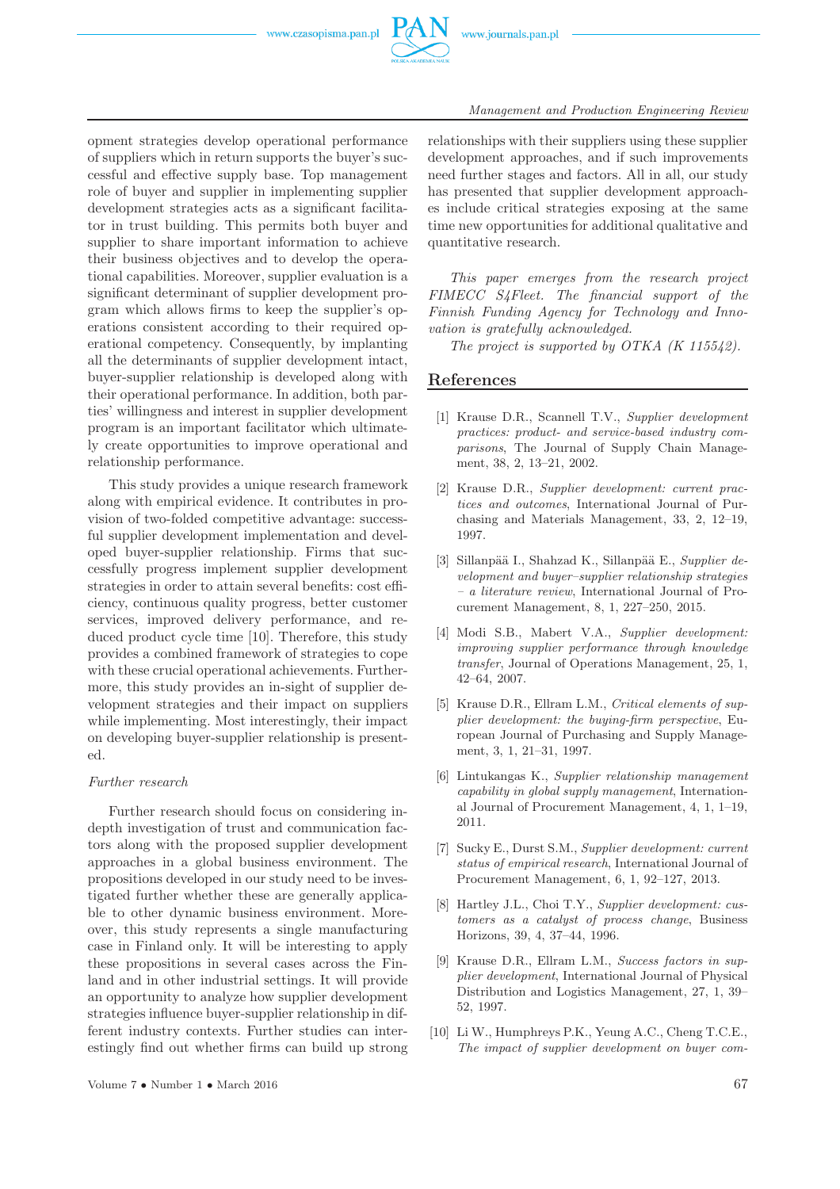opment strategies develop operational performance of suppliers which in return supports the buyer's successful and effective supply base. Top management role of buyer and supplier in implementing supplier development strategies acts as a significant facilitator in trust building. This permits both buyer and supplier to share important information to achieve their business objectives and to develop the operational capabilities. Moreover, supplier evaluation is a significant determinant of supplier development program which allows firms to keep the supplier's operations consistent according to their required operational competency. Consequently, by implanting all the determinants of supplier development intact, buyer-supplier relationship is developed along with their operational performance. In addition, both parties' willingness and interest in supplier development program is an important facilitator which ultimately create opportunities to improve operational and relationship performance.

This study provides a unique research framework along with empirical evidence. It contributes in provision of two-folded competitive advantage: successful supplier development implementation and developed buyer-supplier relationship. Firms that successfully progress implement supplier development strategies in order to attain several benefits: cost efficiency, continuous quality progress, better customer services, improved delivery performance, and reduced product cycle time [10]. Therefore, this study provides a combined framework of strategies to cope with these crucial operational achievements. Furthermore, this study provides an in-sight of supplier development strategies and their impact on suppliers while implementing. Most interestingly, their impact on developing buyer-supplier relationship is presented.

*Further research*

Further research should focus on considering in-depth investigation of trust and communication factors along with the proposed supplier development approaches in a global business environment. The propositions developed in our study need to be investigated further whether these are generally applicable to other dynamic business environment. Moreover, this study represents a single manufacturing case in Finland only. It will be interesting to apply these propositions in several cases across the Finland and in other industrial settings. It will provide an opportunity to analyze how supplier development strategies influence buyer-supplier relationship in different industry contexts. Further studies can interestingly find out whether firms can build up strong relationships with their suppliers using these supplier development approaches, and if such improvements need further stages and factors. All in all, our study has presented that supplier development approaches include critical strategies exposing at the same time new opportunities for additional qualitative and quantitative research.

*This paper emerges from the research project FIMECC S4Fleet. The financial support of the Finnish Funding Agency for Technology and Innovation is gratefully acknowledged.*

*The project is supported by OTKA (K 115542).*

## References

[1] Krause D.R., Scannell T.V., *Supplier development practices: product- and service-based industry comparisons*, The Journal of Supply Chain Management, 38, 2, 13–21, 2002.

[2] Krause D.R., *Supplier development: current practices and outcomes*, International Journal of Purchasing and Materials Management, 33, 2, 12–19, 1997.

[3] Sillanpää I., Shahzad K., Sillanpää E., *Supplier development and buyer–supplier relationship strategies – a literature review*, International Journal of Procurement Management, 8, 1, 227–250, 2015.

[4] Modi S.B., Mabert V.A., *Supplier development: improving supplier performance through knowledge transfer*, Journal of Operations Management, 25, 1, 42–64, 2007.

[5] Krause D.R., Ellram L.M., *Critical elements of supplier development: the buying-firm perspective*, European Journal of Purchasing and Supply Management, 3, 1, 21–31, 1997.

[6] Lintukangas K., *Supplier relationship management capability in global supply management*, International Journal of Procurement Management, 4, 1, 1–19, 2011.

[7] Sucky E., Durst S.M., *Supplier development: current status of empirical research*, International Journal of Procurement Management, 6, 1, 92–127, 2013.

[8] Hartley J.L., Choi T.Y., *Supplier development: customers as a catalyst of process change*, Business Horizons, 39, 4, 37–44, 1996.

[9] Krause D.R., Ellram L.M., *Success factors in supplier development*, International Journal of Physical Distribution and Logistics Management, 27, 1, 39–52, 1997.

[10] Li W., Humphreys P.K., Yeung A.C., Cheng T.C.E., *The impact of supplier development on buyer com-*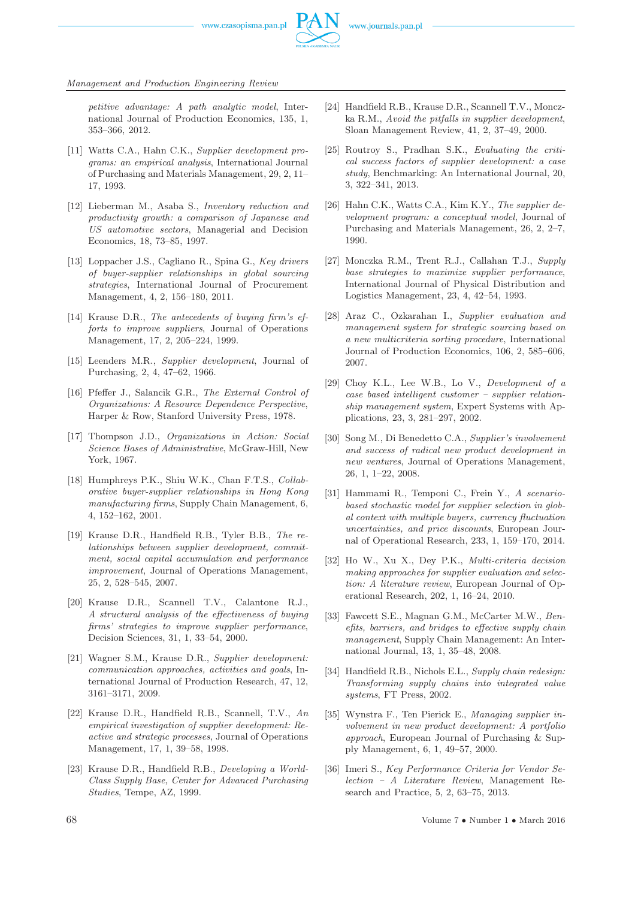*petitive advantage: A path analytic model*, International Journal of Production Economics, 135, 1, 353–366, 2012.

[11] Watts C.A., Hahn C.K., *Supplier development programs: an empirical analysis*, International Journal of Purchasing and Materials Management, 29, 2, 11–17, 1993.

[12] Lieberman M., Asaba S., *Inventory reduction and productivity growth: a comparison of Japanese and US automotive sectors*, Managerial and Decision Economics, 18, 73–85, 1997.

[13] Loppacher J.S., Cagliano R., Spina G., *Key drivers of buyer-supplier relationships in global sourcing strategies*, International Journal of Procurement Management, 4, 2, 156–180, 2011.

[14] Krause D.R., *The antecedents of buying firm's efforts to improve suppliers*, Journal of Operations Management, 17, 2, 205–224, 1999.

[15] Leenders M.R., *Supplier development*, Journal of Purchasing, 2, 4, 47–62, 1966.

[16] Pfeffer J., Salancik G.R., *The External Control of Organizations: A Resource Dependence Perspective*, Harper & Row, Stanford University Press, 1978.

[17] Thompson J.D., *Organizations in Action: Social Science Bases of Administrative*, McGraw-Hill, New York, 1967.

[18] Humphreys P.K., Shiu W.K., Chan F.T.S., *Collaborative buyer-supplier relationships in Hong Kong manufacturing firms*, Supply Chain Management, 6, 4, 152–162, 2001.

[19] Krause D.R., Handfield R.B., Tyler B.B., *The relationships between supplier development, commitment, social capital accumulation and performance improvement*, Journal of Operations Management, 25, 2, 528–545, 2007.

[20] Krause D.R., Scannell T.V., Calantone R.J., *A structural analysis of the effectiveness of buying firms' strategies to improve supplier performance*, Decision Sciences, 31, 1, 33–54, 2000.

[21] Wagner S.M., Krause D.R., *Supplier development: communication approaches, activities and goals*, International Journal of Production Research, 47, 12, 3161–3171, 2009.

[22] Krause D.R., Handfield R.B., Scannell, T.V., *An empirical investigation of supplier development: Reactive and strategic processes*, Journal of Operations Management, 17, 1, 39–58, 1998.

[23] Krause D.R., Handfield R.B., *Developing a World-Class Supply Base, Center for Advanced Purchasing Studies*, Tempe, AZ, 1999.

[24] Handfield R.B., Krause D.R., Scannell T.V., Monczka R.M., *Avoid the pitfalls in supplier development*, Sloan Management Review, 41, 2, 37–49, 2000.

[25] Routroy S., Pradhan S.K., *Evaluating the critical success factors of supplier development: a case study*, Benchmarking: An International Journal, 20, 3, 322–341, 2013.

[26] Hahn C.K., Watts C.A., Kim K.Y., *The supplier development program: a conceptual model*, Journal of Purchasing and Materials Management, 26, 2, 2–7, 1990.

[27] Monczka R.M., Trent R.J., Callahan T.J., *Supply base strategies to maximize supplier performance*, International Journal of Physical Distribution and Logistics Management, 23, 4, 42–54, 1993.

[28] Araz C., Ozkarahan I., *Supplier evaluation and management system for strategic sourcing based on a new multicriteria sorting procedure*, International Journal of Production Economics, 106, 2, 585–606, 2007.

[29] Choy K.L., Lee W.B., Lo V., *Development of a case based intelligent customer – supplier relationship management system*, Expert Systems with Applications, 23, 3, 281–297, 2002.

[30] Song M., Di Benedetto C.A., *Supplier's involvement and success of radical new product development in new ventures*, Journal of Operations Management, 26, 1, 1–22, 2008.

[31] Hammami R., Temponi C., Frein Y., *A scenario-based stochastic model for supplier selection in global context with multiple buyers, currency fluctuation uncertainties, and price discounts*, European Journal of Operational Research, 233, 1, 159–170, 2014.

[32] Ho W., Xu X., Dey P.K., *Multi-criteria decision making approaches for supplier evaluation and selection: A literature review*, European Journal of Operational Research, 202, 1, 16–24, 2010.

[33] Fawcett S.E., Magnan G.M., McCarter M.W., *Benefits, barriers, and bridges to effective supply chain management*, Supply Chain Management: An International Journal, 13, 1, 35–48, 2008.

[34] Handfield R.B., Nichols E.L., *Supply chain redesign: Transforming supply chains into integrated value systems*, FT Press, 2002.

[35] Wynstra F., Ten Pierick E., *Managing supplier involvement in new product development: A portfolio approach*, European Journal of Purchasing & Supply Management, 6, 1, 49–57, 2000.

[36] Imeri S., *Key Performance Criteria for Vendor Selection – A Literature Review*, Management Research and Practice, 5, 2, 63–75, 2013.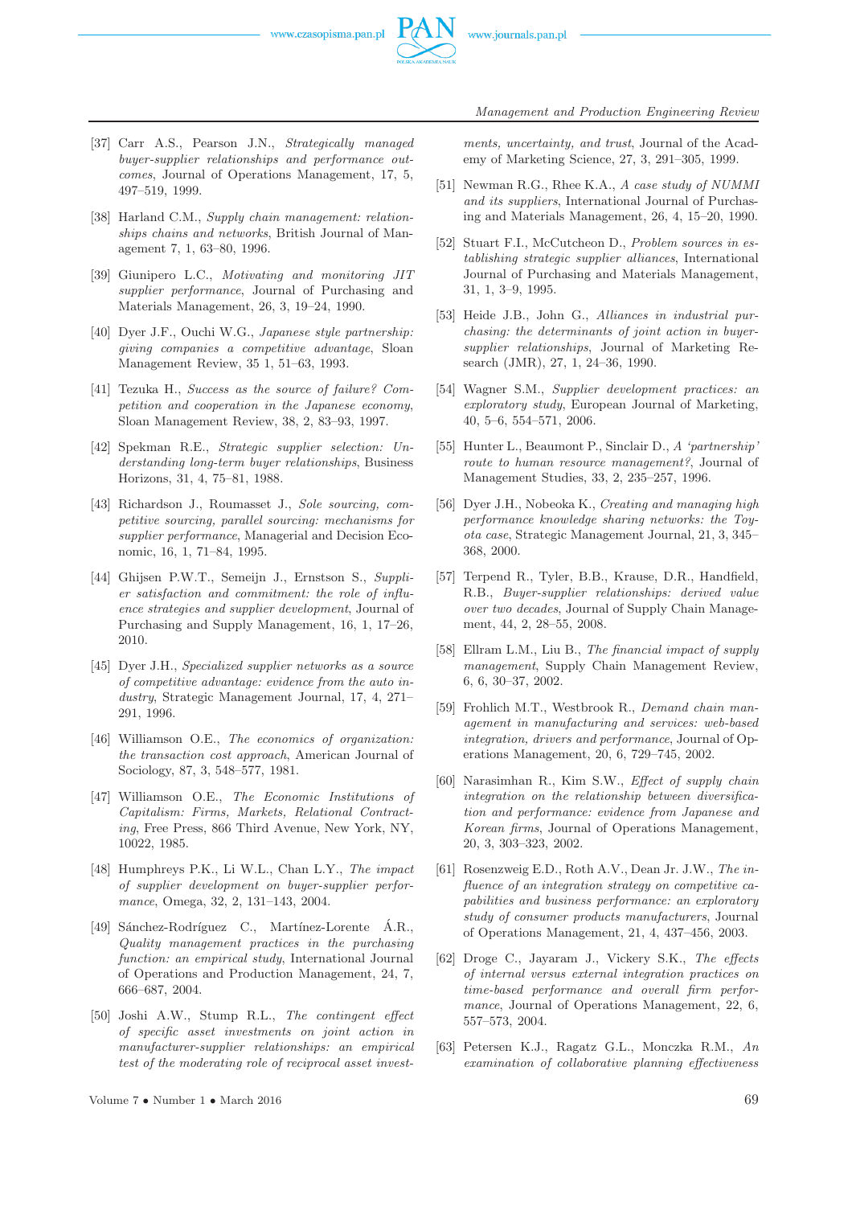[37] Carr A.S., Pearson J.N., *Strategically managed buyer-supplier relationships and performance outcomes*, Journal of Operations Management, 17, 5, 497–519, 1999.

[38] Harland C.M., *Supply chain management: relationships chains and networks*, British Journal of Management 7, 1, 63–80, 1996.

[39] Giunipero L.C., *Motivating and monitoring JIT supplier performance*, Journal of Purchasing and Materials Management, 26, 3, 19–24, 1990.

[40] Dyer J.F., Ouchi W.G., *Japanese style partnership: giving companies a competitive advantage*, Sloan Management Review, 35 1, 51–63, 1993.

[41] Tezuka H., *Success as the source of failure? Competition and cooperation in the Japanese economy*, Sloan Management Review, 38, 2, 83–93, 1997.

[42] Spekman R.E., *Strategic supplier selection: Understanding long-term buyer relationships*, Business Horizons, 31, 4, 75–81, 1988.

[43] Richardson J., Roumasset J., *Sole sourcing, competitive sourcing, parallel sourcing: mechanisms for supplier performance*, Managerial and Decision Economic, 16, 1, 71–84, 1995.

[44] Ghijsen P.W.T., Semeijn J., Ernstson S., *Supplier satisfaction and commitment: the role of influence strategies and supplier development*, Journal of Purchasing and Supply Management, 16, 1, 17–26, 2010.

[45] Dyer J.H., *Specialized supplier networks as a source of competitive advantage: evidence from the auto industry*, Strategic Management Journal, 17, 4, 271–291, 1996.

[46] Williamson O.E., *The economics of organization: the transaction cost approach*, American Journal of Sociology, 87, 3, 548–577, 1981.

[47] Williamson O.E., *The Economic Institutions of Capitalism: Firms, Markets, Relational Contracting*, Free Press, 866 Third Avenue, New York, NY, 10022, 1985.

[48] Humphreys P.K., Li W.L., Chan L.Y., *The impact of supplier development on buyer-supplier performance*, Omega, 32, 2, 131–143, 2004.

[49] Sánchez-Rodríguez C., Martínez-Lorente Á.R., *Quality management practices in the purchasing function: an empirical study*, International Journal of Operations and Production Management, 24, 7, 666–687, 2004.

[50] Joshi A.W., Stump R.L., *The contingent effect of specific asset investments on joint action in manufacturer-supplier relationships: an empirical test of the moderating role of reciprocal asset investments, uncertainty, and trust*, Journal of the Academy of Marketing Science, 27, 3, 291–305, 1999.

[51] Newman R.G., Rhee K.A., *A case study of NUMMI and its suppliers*, International Journal of Purchasing and Materials Management, 26, 4, 15–20, 1990.

[52] Stuart F.I., McCutcheon D., *Problem sources in establishing strategic supplier alliances*, International Journal of Purchasing and Materials Management, 31, 1, 3–9, 1995.

[53] Heide J.B., John G., *Alliances in industrial purchasing: the determinants of joint action in buyer-supplier relationships*, Journal of Marketing Research (JMR), 27, 1, 24–36, 1990.

[54] Wagner S.M., *Supplier development practices: an exploratory study*, European Journal of Marketing, 40, 5–6, 554–571, 2006.

[55] Hunter L., Beaumont P., Sinclair D., *A 'partnership' route to human resource management?*, Journal of Management Studies, 33, 2, 235–257, 1996.

[56] Dyer J.H., Nobeoka K., *Creating and managing high performance knowledge sharing networks: the Toyota case*, Strategic Management Journal, 21, 3, 345–368, 2000.

[57] Terpend R., Tyler, B.B., Krause, D.R., Handfield, R.B., *Buyer-supplier relationships: derived value over two decades*, Journal of Supply Chain Management, 44, 2, 28–55, 2008.

[58] Ellram L.M., Liu B., *The financial impact of supply management*, Supply Chain Management Review, 6, 6, 30–37, 2002.

[59] Frohlich M.T., Westbrook R., *Demand chain management in manufacturing and services: web-based integration, drivers and performance*, Journal of Operations Management, 20, 6, 729–745, 2002.

[60] Narasimhan R., Kim S.W., *Effect of supply chain integration on the relationship between diversification and performance: evidence from Japanese and Korean firms*, Journal of Operations Management, 20, 3, 303–323, 2002.

[61] Rosenzweig E.D., Roth A.V., Dean Jr. J.W., *The influence of an integration strategy on competitive capabilities and business performance: an exploratory study of consumer products manufacturers*, Journal of Operations Management, 21, 4, 437–456, 2003.

[62] Droge C., Jayaram J., Vickery S.K., *The effects of internal versus external integration practices on time-based performance and overall firm performance*, Journal of Operations Management, 22, 6, 557–573, 2004.

[63] Petersen K.J., Ragatz G.L., Monczka R.M., *An examination of collaborative planning effectiveness*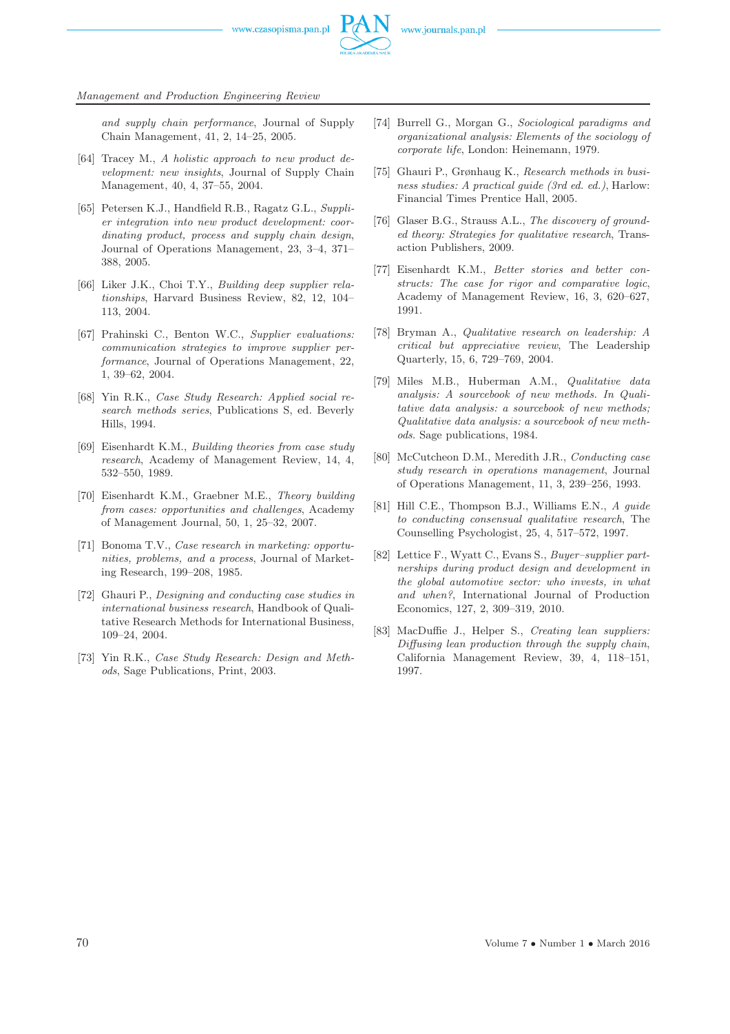*and supply chain performance*, Journal of Supply Chain Management, 41, 2, 14–25, 2005.

[64] Tracey M., *A holistic approach to new product development: new insights*, Journal of Supply Chain Management, 40, 4, 37–55, 2004.

[65] Petersen K.J., Handfield R.B., Ragatz G.L., *Supplier integration into new product development: coordinating product, process and supply chain design*, Journal of Operations Management, 23, 3–4, 371–388, 2005.

[66] Liker J.K., Choi T.Y., *Building deep supplier relationships*, Harvard Business Review, 82, 12, 104–113, 2004.

[67] Prahinski C., Benton W.C., *Supplier evaluations: communication strategies to improve supplier performance*, Journal of Operations Management, 22, 1, 39–62, 2004.

[68] Yin R.K., *Case Study Research: Applied social research methods series*, Publications S, ed. Beverly Hills, 1994.

[69] Eisenhardt K.M., *Building theories from case study research*, Academy of Management Review, 14, 4, 532–550, 1989.

[70] Eisenhardt K.M., Graebner M.E., *Theory building from cases: opportunities and challenges*, Academy of Management Journal, 50, 1, 25–32, 2007.

[71] Bonoma T.V., *Case research in marketing: opportunities, problems, and a process*, Journal of Marketing Research, 199–208, 1985.

[72] Ghauri P., *Designing and conducting case studies in international business research*, Handbook of Qualitative Research Methods for International Business, 109–24, 2004.

[73] Yin R.K., *Case Study Research: Design and Methods*, Sage Publications, Print, 2003.

[74] Burrell G., Morgan G., *Sociological paradigms and organizational analysis: Elements of the sociology of corporate life*, London: Heinemann, 1979.

[75] Ghauri P., Grønhaug K., *Research methods in business studies: A practical guide (3rd ed. ed.)*, Harlow: Financial Times Prentice Hall, 2005.

[76] Glaser B.G., Strauss A.L., *The discovery of grounded theory: Strategies for qualitative research*, Transaction Publishers, 2009.

[77] Eisenhardt K.M., *Better stories and better constructs: The case for rigor and comparative logic*, Academy of Management Review, 16, 3, 620–627, 1991.

[78] Bryman A., *Qualitative research on leadership: A critical but appreciative review*, The Leadership Quarterly, 15, 6, 729–769, 2004.

[79] Miles M.B., Huberman A.M., *Qualitative data analysis: A sourcebook of new methods. In Qualitative data analysis: a sourcebook of new methods; Qualitative data analysis: a sourcebook of new methods*. Sage publications, 1984.

[80] McCutcheon D.M., Meredith J.R., *Conducting case study research in operations management*, Journal of Operations Management, 11, 3, 239–256, 1993.

[81] Hill C.E., Thompson B.J., Williams E.N., *A guide to conducting consensual qualitative research*, The Counselling Psychologist, 25, 4, 517–572, 1997.

[82] Lettice F., Wyatt C., Evans S., *Buyer–supplier partnerships during product design and development in the global automotive sector: who invests, in what and when?*, International Journal of Production Economics, 127, 2, 309–319, 2010.

[83] MacDuffie J., Helper S., *Creating lean suppliers: Diffusing lean production through the supply chain*, California Management Review, 39, 4, 118–151, 1997.